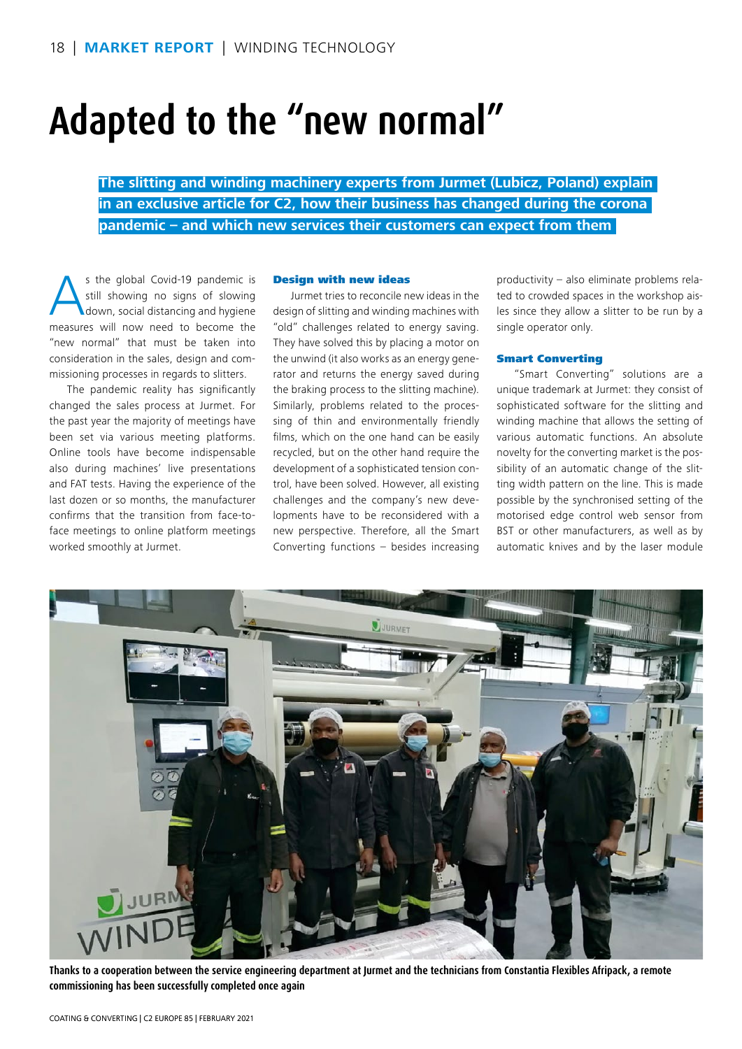# Adapted to the "new normal"

**The slitting and winding machinery experts from Jurmet (Lubicz, Poland) explain in an exclusive article for C2, how their business has changed during the corona pandemic – and which new services their customers can expect from them**

As the global Covid-19 pandemic is still showing no signs of slowing down, social distancing and hygiene measures will now need to become the "new normal" that must be taken into consideration in the sales, design and commissioning processes in regards to slitters.

The pandemic reality has significantly changed the sales process at Jurmet. For the past year the majority of meetings have been set via various meeting platforms. Online tools have become indispensable also during machines' live presentations and FAT tests. Having the experience of the last dozen or so months, the manufacturer confirms that the transition from face-to-face meetings to online platform meetings worked smoothly at Jurmet.

### Design with new ideas

Jurmet tries to reconcile new ideas in the design of slitting and winding machines with "old" challenges related to energy saving. They have solved this by placing a motor on the unwind (it also works as an energy generator and returns the energy saved during the braking process to the slitting machine). Similarly, problems related to the processing of thin and environmentally friendly films, which on the one hand can be easily recycled, but on the other hand require the development of a sophisticated tension control, have been solved. However, all existing challenges and the company's new developments have to be reconciled with a new perspective. Therefore, all the Smart Converting functions – besides increasing productivity – also eliminate problems related to crowded spaces in the workshop aisles since they allow a slitter to be run by a single operator only.

### Smart Converting

"Smart Converting" solutions are a unique trademark at Jurmet: they consist of sophisticated software for the slitting and winding machine that allows the setting of various automatic functions. An absolute novelty for the converting market is the possibility of an automatic change of the slitting width pattern on the line. This is made possible by the synchronised setting of the motorised edge control web sensor from BST or other manufacturers, as well as by automatic knives and by the laser module

**Thanks to a cooperation between the service engineering department at Jurmet and the technicians from Constantia Flexibles Afripack, a remote commissioning has been successfully completed once again**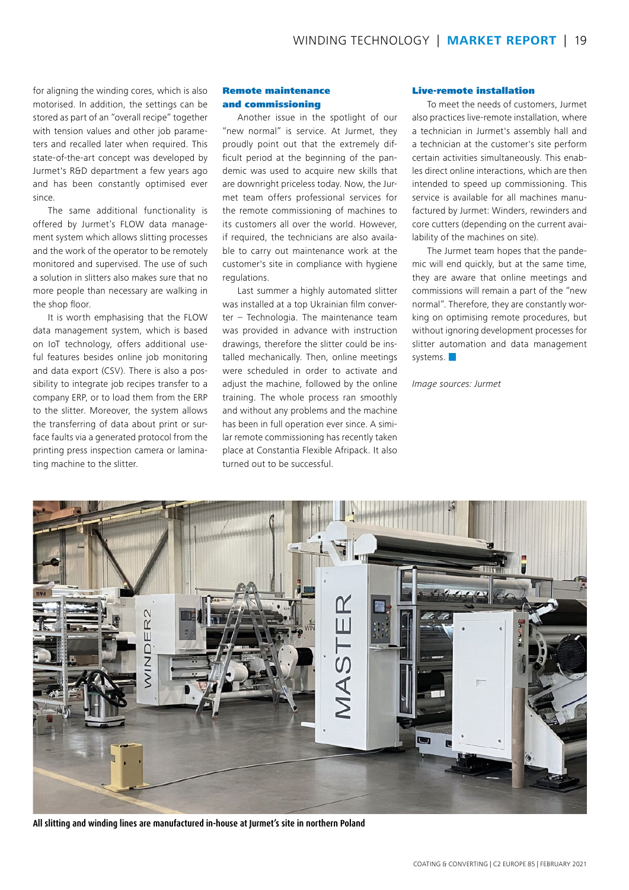for aligning the winding cores, which is also motorised. In addition, the settings can be stored as part of an "overall recipe" together with tension values and other job parameters and recalled later when required. This state-of-the-art concept was developed by Jurmet's R&D department a few years ago and has been constantly optimised ever since.

The same additional functionality is offered by Jurmet's FLOW data management system which allows slitting processes and the work of the operator to be remotely monitored and supervised. The use of such a solution in slitters also makes sure that no more people than necessary are walking in the shop floor.

It is worth emphasising that the FLOW data management system, which is based on IoT technology, offers additional useful features besides online job monitoring and data export (CSV). There is also a possibility to integrate job recipes transfer to a company ERP, or to load them from the ERP to the slitter. Moreover, the system allows the transferring of data about print or surface faults via a generated protocol from the printing press inspection camera or laminating machine to the slitter.

## Remote maintenance and commissioning

Another issue in the spotlight of our "new normal" is service. At Jurmet, they proudly point out that the extremely difficult period at the beginning of the pandemic was used to acquire new skills that are downright priceless today. Now, the Jurmet team offers professional services for the remote commissioning of machines to its customers all over the world. However, if required, the technicians are also available to carry out maintenance work at the customer's site in compliance with hygiene regulations.

Last summer a highly automated slitter was installed at a top Ukrainian film converter – Technologia. The maintenance team was provided in advance with instruction drawings, therefore the slitter could be installed mechanically. Then, online meetings were scheduled in order to activate and adjust the machine, followed by the online training. The whole process ran smoothly and without any problems and the machine has been in full operation ever since. A similar remote commissioning has recently taken place at Constantia Flexible Afripack. It also turned out to be successful.

## Live-remote installation

To meet the needs of customers, Jurmet also practices live-remote installation, where a technician in Jurmet's assembly hall and a technician at the customer's site perform certain activities simultaneously. This enables direct online interactions, which are then intended to speed up commissioning. This service is available for all machines manufactured by Jurmet: Winders, rewinders and core cutters (depending on the current availability of the machines on site).

The Jurmet team hopes that the pandemic will end quickly, but at the same time, they are aware that online meetings and commissions will remain a part of the "new normal". Therefore, they are constantly working on optimising remote procedures, but without ignoring development processes for slitter automation and data management systems.

*Image sources: Jurmet*

**All slitting and winding lines are manufactured in-house at Jurmet's site in northern Poland**